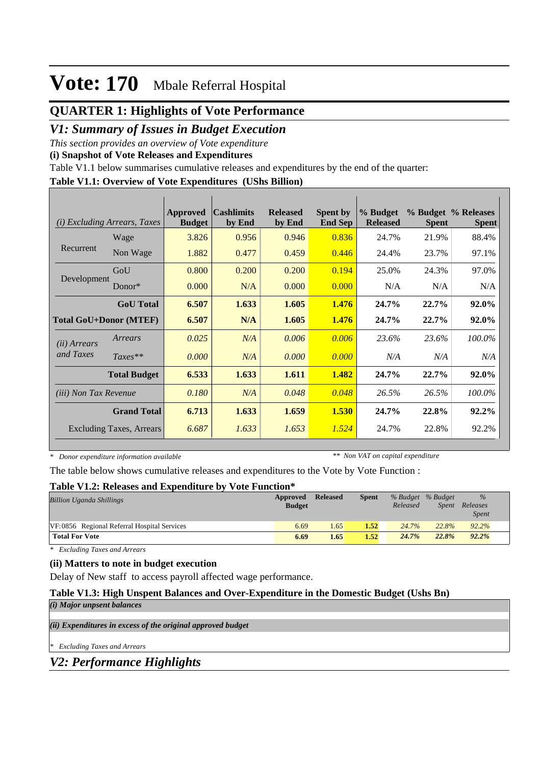# Vote: 170 Mbale Referral Hospital

## QUARTER 1: Highlights of Vote Performance

## *V1: Summary of Issues in Budget Execution*

*This section provides an overview of Vote expenditure*

**(i) Snapshot of Vote Releases and Expenditures**

Table V1.1 below summarises cumulative releases and expenditures by the end of the quarter:

**Table V1.1: Overview of Vote Expenditures (UShs Billion)**

| *(i) Excluding Arrears, Taxes* | | Approved Budget | Cashlimits by End | Released by End | Spent by End Sep | % Budget Released | % Budget Spent | % Releases Spent |
|---|---|---|---|---|---|---|---|---|
| Recurrent | Wage | 3.826 | 0.956 | 0.946 | 0.836 | 24.7% | 21.9% | 88.4% |
| | Non Wage | 1.882 | 0.477 | 0.459 | 0.446 | 24.4% | 23.7% | 97.1% |
| Development | GoU | 0.800 | 0.200 | 0.200 | 0.194 | 25.0% | 24.3% | 97.0% |
| | Donor* | 0.000 | N/A | 0.000 | 0.000 | N/A | N/A | N/A |
| | **GoU Total** | **6.507** | **1.633** | **1.605** | **1.476** | **24.7%** | **22.7%** | **92.0%** |
| **Total GoU+Donor (MTEF)** | | **6.507** | **N/A** | **1.605** | **1.476** | **24.7%** | **22.7%** | **92.0%** |
| *(ii) Arrears and Taxes* | *Arrears* | *0.025* | *N/A* | *0.006* | *0.006* | *23.6%* | *23.6%* | *100.0%* |
| | *Taxes*** | *0.000* | *N/A* | *0.000* | *0.000* | *N/A* | *N/A* | *N/A* |
| | **Total Budget** | **6.533** | **1.633** | **1.611** | **1.482** | **24.7%** | **22.7%** | **92.0%** |
| *(iii) Non Tax Revenue* | | *0.180* | *N/A* | *0.048* | *0.048* | *26.5%* | *26.5%* | *100.0%* |
| | **Grand Total** | **6.713** | **1.633** | **1.659** | **1.530** | **24.7%** | **22.8%** | **92.2%** |
| Excluding Taxes, Arrears | | *6.687* | *1.633* | *1.653* | *1.524* | 24.7% | 22.8% | 92.2% |

*\* Donor expenditure information available* *\*\* Non VAT on capital expenditure*

The table below shows cumulative releases and expenditures to the Vote by Vote Function :

**Table V1.2: Releases and Expenditure by Vote Function***

| *Billion Uganda Shillings* | Approved Budget | Released | Spent | *% Budget Released* | *% Budget Spent* | *% Releases Spent* |
|---|---|---|---|---|---|---|
| VF:0856 Regional Referral Hospital Services | 6.69 | 1.65 | 1.52 | 24.7% | 22.8% | 92.2% |
| **Total For Vote** | **6.69** | **1.65** | **1.52** | ***24.7%*** | ***22.8%*** | ***92.2%*** |

*\* Excluding Taxes and Arrears*

**(ii) Matters to note in budget execution**

Delay of New staff to access payroll affected wage performance.

**Table V1.3: High Unspent Balances and Over-Expenditure in the Domestic Budget (Ushs Bn)**

***(i) Major unpsent balances***

***(ii) Expenditures in excess of the original approved budget***

*\* Excluding Taxes and Arrears*

## *V2: Performance Highlights*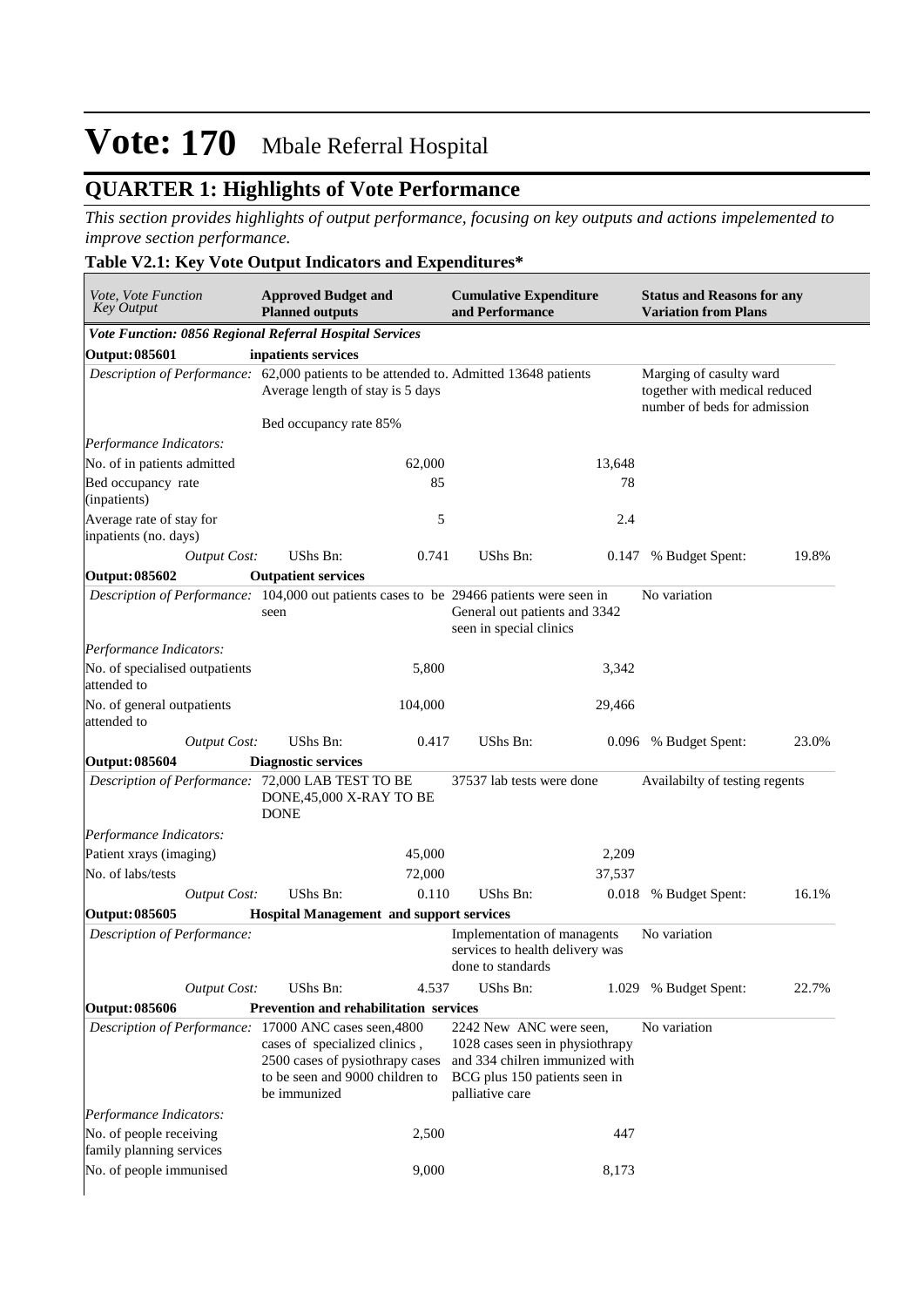# Vote: 170 Mbale Referral Hospital

## QUARTER 1: Highlights of Vote Performance

*This section provides highlights of output performance, focusing on key outputs and actions impelemented to improve section performance.*

### Table V2.1: Key Vote Output Indicators and Expenditures*

| *Vote, Vote Function Key Output* | **Approved Budget and Planned outputs** | | **Cumulative Expenditure and Performance** | | **Status and Reasons for any Variation from Plans** | |
|---|---|---|---|---|---|---|
| ***Vote Function: 0856 Regional Referral Hospital Services*** | | | | | | |
| **Output: 085601** | **inpatients services** | | | | | |
| *Description of Performance:* | 62,000 patients to be attended to. Average length of stay is 5 days<br><br>Bed occupancy rate 85% | | Admitted 13648 patients | | Marging of casulty ward together with medical reduced number of beds for admission | |
| *Performance Indicators:* | | | | | | |
| No. of in patients admitted | | 62,000 | | 13,648 | | |
| Bed occupancy rate (inpatients) | | 85 | | 78 | | |
| Average rate of stay for inpatients (no. days) | | 5 | | 2.4 | | |
| *Output Cost:* | UShs Bn: | 0.741 | UShs Bn: | 0.147 | % Budget Spent: | 19.8% |
| **Output: 085602** | **Outpatient services** | | | | | |
| *Description of Performance:* | 104,000 out patients cases to be seen | | 29466 patients were seen in General out patients and 3342 seen in special clinics | | No variation | |
| *Performance Indicators:* | | | | | | |
| No. of specialised outpatients attended to | | 5,800 | | 3,342 | | |
| No. of general outpatients attended to | | 104,000 | | 29,466 | | |
| *Output Cost:* | UShs Bn: | 0.417 | UShs Bn: | 0.096 | % Budget Spent: | 23.0% |
| **Output: 085604** | **Diagnostic services** | | | | | |
| *Description of Performance:* | 72,000 LAB TEST TO BE DONE,45,000 X-RAY TO BE DONE | | 37537 lab tests were done | | Availabilty of testing regents | |
| *Performance Indicators:* | | | | | | |
| Patient xrays (imaging) | | 45,000 | | 2,209 | | |
| No. of labs/tests | | 72,000 | | 37,537 | | |
| *Output Cost:* | UShs Bn: | 0.110 | UShs Bn: | 0.018 | % Budget Spent: | 16.1% |
| **Output: 085605** | **Hospital Management and support services** | | | | | |
| *Description of Performance:* | | | Implementation of managents services to health delivery was done to standards | | No variation | |
| *Output Cost:* | UShs Bn: | 4.537 | UShs Bn: | 1.029 | % Budget Spent: | 22.7% |
| **Output: 085606** | **Prevention and rehabilitation services** | | | | | |
| *Description of Performance:* | 17000 ANC cases seen,4800 cases of specialized clinics , 2500 cases of pysiothrapy cases to be seen and 9000 children to be immunized | | 2242 New ANC were seen, 1028 cases seen in physiothrapy and 334 chilren immunized with BCG plus 150 patients seen in palliative care | | No variation | |
| *Performance Indicators:* | | | | | | |
| No. of people receiving family planning services | | 2,500 | | 447 | | |
| No. of people immunised | | 9,000 | | 8,173 | | |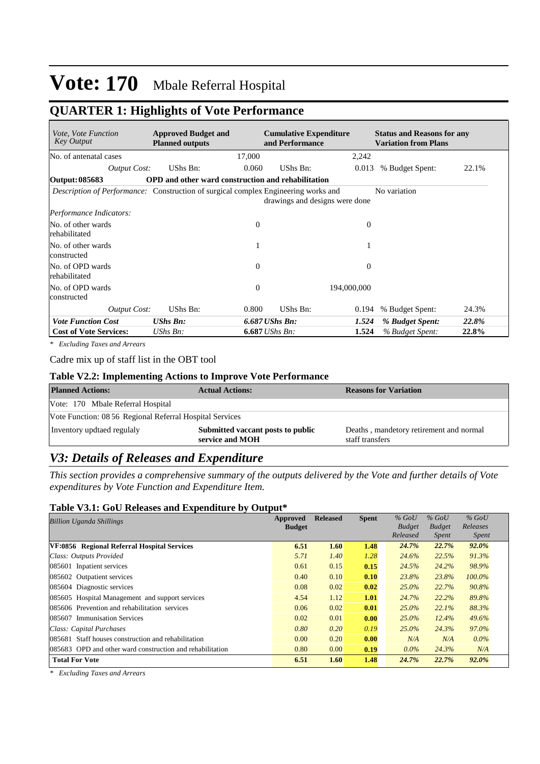# Vote: 170 Mbale Referral Hospital

## QUARTER 1: Highlights of Vote Performance

| *Vote, Vote Function Key Output* | **Approved Budget and Planned outputs** | | **Cumulative Expenditure and Performance** | | **Status and Reasons for any Variation from Plans** | |
|---|---|---|---|---|---|---|
| No. of antenatal cases | | 17,000 | | 2,242 | | |
| *Output Cost:* | UShs Bn: | 0.060 | UShs Bn: | 0.013 | % Budget Spent: | 22.1% |
| **Output: 085683** | **OPD and other ward construction and rehabilitation** | | | | | |
| *Description of Performance:* | Construction of surgical complex | | Engineering works and drawings and designs were done | | No variation | |
| *Performance Indicators:* | | | | | | |
| No. of other wards rehabilitated | | 0 | | 0 | | |
| No. of other wards constructed | | 1 | | 1 | | |
| No. of OPD wards rehabilitated | | 0 | | 0 | | |
| No. of OPD wards constructed | | 0 | | 194,000,000 | | |
| *Output Cost:* | UShs Bn: | 0.800 | UShs Bn: | 0.194 | % Budget Spent: | 24.3% |
| ***Vote Function Cost*** | ***UShs Bn:*** | ***6.687*** | ***UShs Bn:*** | ***1.524*** | ***% Budget Spent:*** | ***22.8%*** |
| **Cost of Vote Services:** | *UShs Bn:* | **6.687** | *UShs Bn:* | **1.524** | *% Budget Spent:* | **22.8%** |

*\* Excluding Taxes and Arrears*

Cadre mix up of staff list in the OBT tool

### Table V2.2: Implementing Actions to Improve Vote Performance

| **Planned Actions:** | **Actual Actions:** | **Reasons for Variation** |
|---|---|---|
| Vote: 170 Mbale Referral Hospital | | |
| Vote Function: 08 56 Regional Referral Hospital Services | | |
| Inventory updtaed regulaly | **Submitted vaccant posts to public service and MOH** | Deaths , mandetory retirement and normal staff transfers |

## *V3: Details of Releases and Expenditure*

*This section provides a comprehensive summary of the outputs delivered by the Vote and further details of Vote expenditures by Vote Function and Expenditure Item.*

### Table V3.1: GoU Releases and Expenditure by Output*

| *Billion Uganda Shillings* | **Approved Budget** | **Released** | **Spent** | *% GoU Budget Released* | *% GoU Budget Spent* | *% GoU Releases Spent* |
|---|---|---|---|---|---|---|
| **VF:0856 Regional Referral Hospital Services** | **6.51** | **1.60** | **1.48** | ***24.7%*** | ***22.7%*** | ***92.0%*** |
| *Class: Outputs Provided* | *5.71* | *1.40* | *1.28* | *24.6%* | *22.5%* | *91.3%* |
| 085601 Inpatient services | 0.61 | 0.15 | **0.15** | *24.5%* | *24.2%* | *98.9%* |
| 085602 Outpatient services | 0.40 | 0.10 | **0.10** | *23.8%* | *23.8%* | *100.0%* |
| 085604 Diagnostic services | 0.08 | 0.02 | **0.02** | *25.0%* | *22.7%* | *90.8%* |
| 085605 Hospital Management and support services | 4.54 | 1.12 | **1.01** | *24.7%* | *22.2%* | *89.8%* |
| 085606 Prevention and rehabilitation services | 0.06 | 0.02 | **0.01** | *25.0%* | *22.1%* | *88.3%* |
| 085607 Immunisation Services | 0.02 | 0.01 | **0.00** | *25.0%* | *12.4%* | *49.6%* |
| *Class: Capital Purchases* | *0.80* | *0.20* | *0.19* | *25.0%* | *24.3%* | *97.0%* |
| 085681 Staff houses construction and rehabilitation | 0.00 | 0.20 | **0.00** | *N/A* | *N/A* | *0.0%* |
| 085683 OPD and other ward construction and rehabilitation | 0.80 | 0.00 | **0.19** | *0.0%* | *24.3%* | *N/A* |
| **Total For Vote** | **6.51** | **1.60** | **1.48** | ***24.7%*** | ***22.7%*** | ***92.0%*** |

*\* Excluding Taxes and Arrears*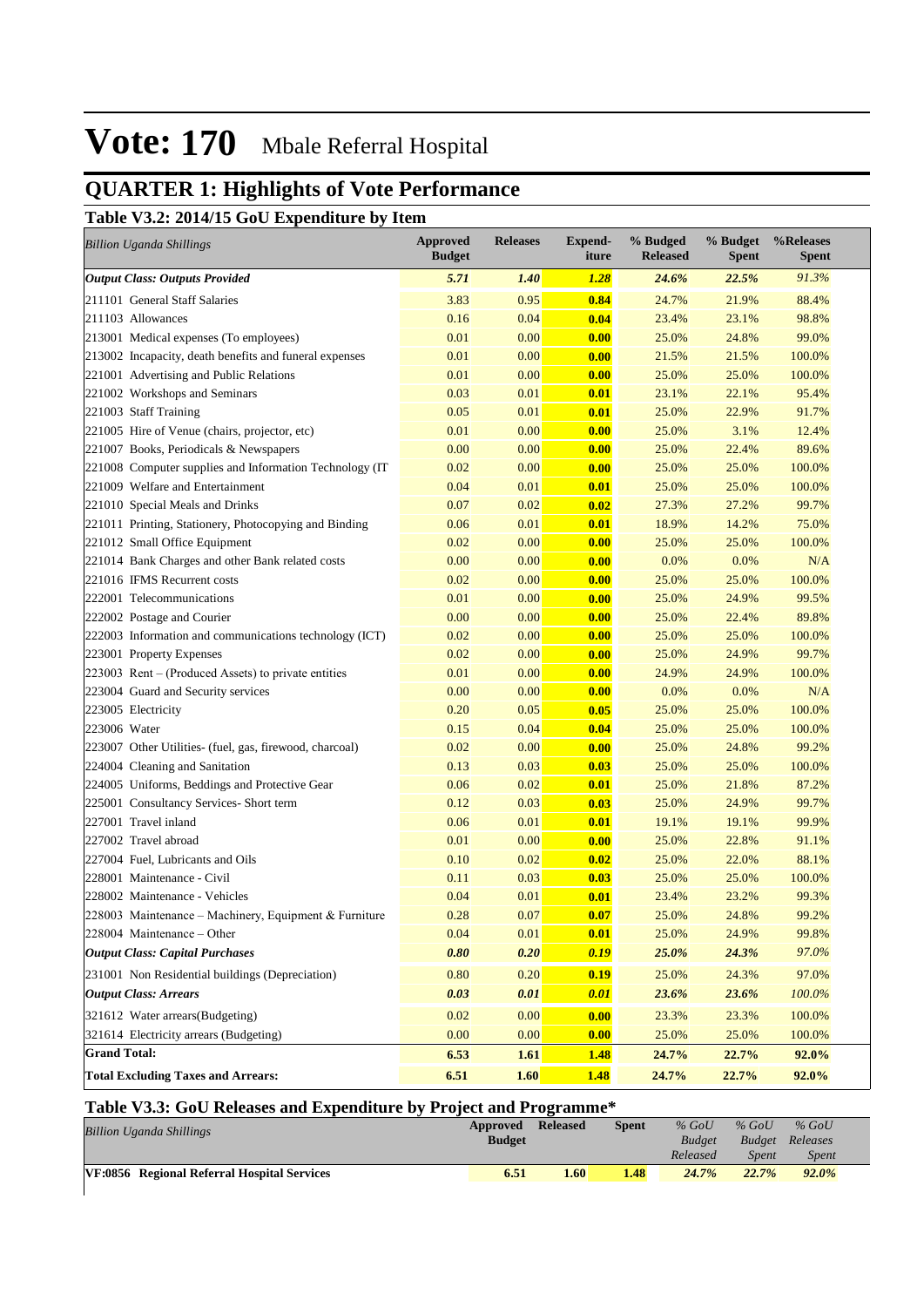# Vote: 170 Mbale Referral Hospital

## QUARTER 1: Highlights of Vote Performance

### Table V3.2: 2014/15 GoU Expenditure by Item

| *Billion Uganda Shillings* | Approved Budget | Releases | Expend-iture | % Budged Released | % Budget Spent | %Releases Spent |
|---|---|---|---|---|---|---|
| ***Output Class: Outputs Provided*** | ***5.71*** | ***1.40*** | ***1.28*** | ***24.6%*** | ***22.5%*** | *91.3%* |
| 211101 General Staff Salaries | 3.83 | 0.95 | **0.84** | 24.7% | 21.9% | 88.4% |
| 211103 Allowances | 0.16 | 0.04 | **0.04** | 23.4% | 23.1% | 98.8% |
| 213001 Medical expenses (To employees) | 0.01 | 0.00 | **0.00** | 25.0% | 24.8% | 99.0% |
| 213002 Incapacity, death benefits and funeral expenses | 0.01 | 0.00 | **0.00** | 21.5% | 21.5% | 100.0% |
| 221001 Advertising and Public Relations | 0.01 | 0.00 | **0.00** | 25.0% | 25.0% | 100.0% |
| 221002 Workshops and Seminars | 0.03 | 0.01 | **0.01** | 23.1% | 22.1% | 95.4% |
| 221003 Staff Training | 0.05 | 0.01 | **0.01** | 25.0% | 22.9% | 91.7% |
| 221005 Hire of Venue (chairs, projector, etc) | 0.01 | 0.00 | **0.00** | 25.0% | 3.1% | 12.4% |
| 221007 Books, Periodicals & Newspapers | 0.00 | 0.00 | **0.00** | 25.0% | 22.4% | 89.6% |
| 221008 Computer supplies and Information Technology (IT | 0.02 | 0.00 | **0.00** | 25.0% | 25.0% | 100.0% |
| 221009 Welfare and Entertainment | 0.04 | 0.01 | **0.01** | 25.0% | 25.0% | 100.0% |
| 221010 Special Meals and Drinks | 0.07 | 0.02 | **0.02** | 27.3% | 27.2% | 99.7% |
| 221011 Printing, Stationery, Photocopying and Binding | 0.06 | 0.01 | **0.01** | 18.9% | 14.2% | 75.0% |
| 221012 Small Office Equipment | 0.02 | 0.00 | **0.00** | 25.0% | 25.0% | 100.0% |
| 221014 Bank Charges and other Bank related costs | 0.00 | 0.00 | **0.00** | 0.0% | 0.0% | N/A |
| 221016 IFMS Recurrent costs | 0.02 | 0.00 | **0.00** | 25.0% | 25.0% | 100.0% |
| 222001 Telecommunications | 0.01 | 0.00 | **0.00** | 25.0% | 24.9% | 99.5% |
| 222002 Postage and Courier | 0.00 | 0.00 | **0.00** | 25.0% | 22.4% | 89.8% |
| 222003 Information and communications technology (ICT) | 0.02 | 0.00 | **0.00** | 25.0% | 25.0% | 100.0% |
| 223001 Property Expenses | 0.02 | 0.00 | **0.00** | 25.0% | 24.9% | 99.7% |
| 223003 Rent – (Produced Assets) to private entities | 0.01 | 0.00 | **0.00** | 24.9% | 24.9% | 100.0% |
| 223004 Guard and Security services | 0.00 | 0.00 | **0.00** | 0.0% | 0.0% | N/A |
| 223005 Electricity | 0.20 | 0.05 | **0.05** | 25.0% | 25.0% | 100.0% |
| 223006 Water | 0.15 | 0.04 | **0.04** | 25.0% | 25.0% | 100.0% |
| 223007 Other Utilities- (fuel, gas, firewood, charcoal) | 0.02 | 0.00 | **0.00** | 25.0% | 24.8% | 99.2% |
| 224004 Cleaning and Sanitation | 0.13 | 0.03 | **0.03** | 25.0% | 25.0% | 100.0% |
| 224005 Uniforms, Beddings and Protective Gear | 0.06 | 0.02 | **0.01** | 25.0% | 21.8% | 87.2% |
| 225001 Consultancy Services- Short term | 0.12 | 0.03 | **0.03** | 25.0% | 24.9% | 99.7% |
| 227001 Travel inland | 0.06 | 0.01 | **0.01** | 19.1% | 19.1% | 99.9% |
| 227002 Travel abroad | 0.01 | 0.00 | **0.00** | 25.0% | 22.8% | 91.1% |
| 227004 Fuel, Lubricants and Oils | 0.10 | 0.02 | **0.02** | 25.0% | 22.0% | 88.1% |
| 228001 Maintenance - Civil | 0.11 | 0.03 | **0.03** | 25.0% | 25.0% | 100.0% |
| 228002 Maintenance - Vehicles | 0.04 | 0.01 | **0.01** | 23.4% | 23.2% | 99.3% |
| 228003 Maintenance – Machinery, Equipment & Furniture | 0.28 | 0.07 | **0.07** | 25.0% | 24.8% | 99.2% |
| 228004 Maintenance – Other | 0.04 | 0.01 | **0.01** | 25.0% | 24.9% | 99.8% |
| ***Output Class: Capital Purchases*** | ***0.80*** | ***0.20*** | ***0.19*** | ***25.0%*** | ***24.3%*** | *97.0%* |
| 231001 Non Residential buildings (Depreciation) | 0.80 | 0.20 | **0.19** | 25.0% | 24.3% | 97.0% |
| ***Output Class: Arrears*** | ***0.03*** | ***0.01*** | ***0.01*** | ***23.6%*** | ***23.6%*** | *100.0%* |
| 321612 Water arrears(Budgeting) | 0.02 | 0.00 | **0.00** | 23.3% | 23.3% | 100.0% |
| 321614 Electricity arrears (Budgeting) | 0.00 | 0.00 | **0.00** | 25.0% | 25.0% | 100.0% |
| **Grand Total:** | **6.53** | **1.61** | **1.48** | **24.7%** | **22.7%** | **92.0%** |
| **Total Excluding Taxes and Arrears:** | **6.51** | **1.60** | **1.48** | **24.7%** | **22.7%** | **92.0%** |

### Table V3.3: GoU Releases and Expenditure by Project and Programme*

| *Billion Uganda Shillings* | Approved Budget | Released | Spent | *% GoU Budget Released* | *% GoU Budget Spent* | *% GoU Releases Spent* |
|---|---|---|---|---|---|---|
| **VF:0856 Regional Referral Hospital Services** | **6.51** | **1.60** | **1.48** | ***24.7%*** | ***22.7%*** | ***92.0%*** |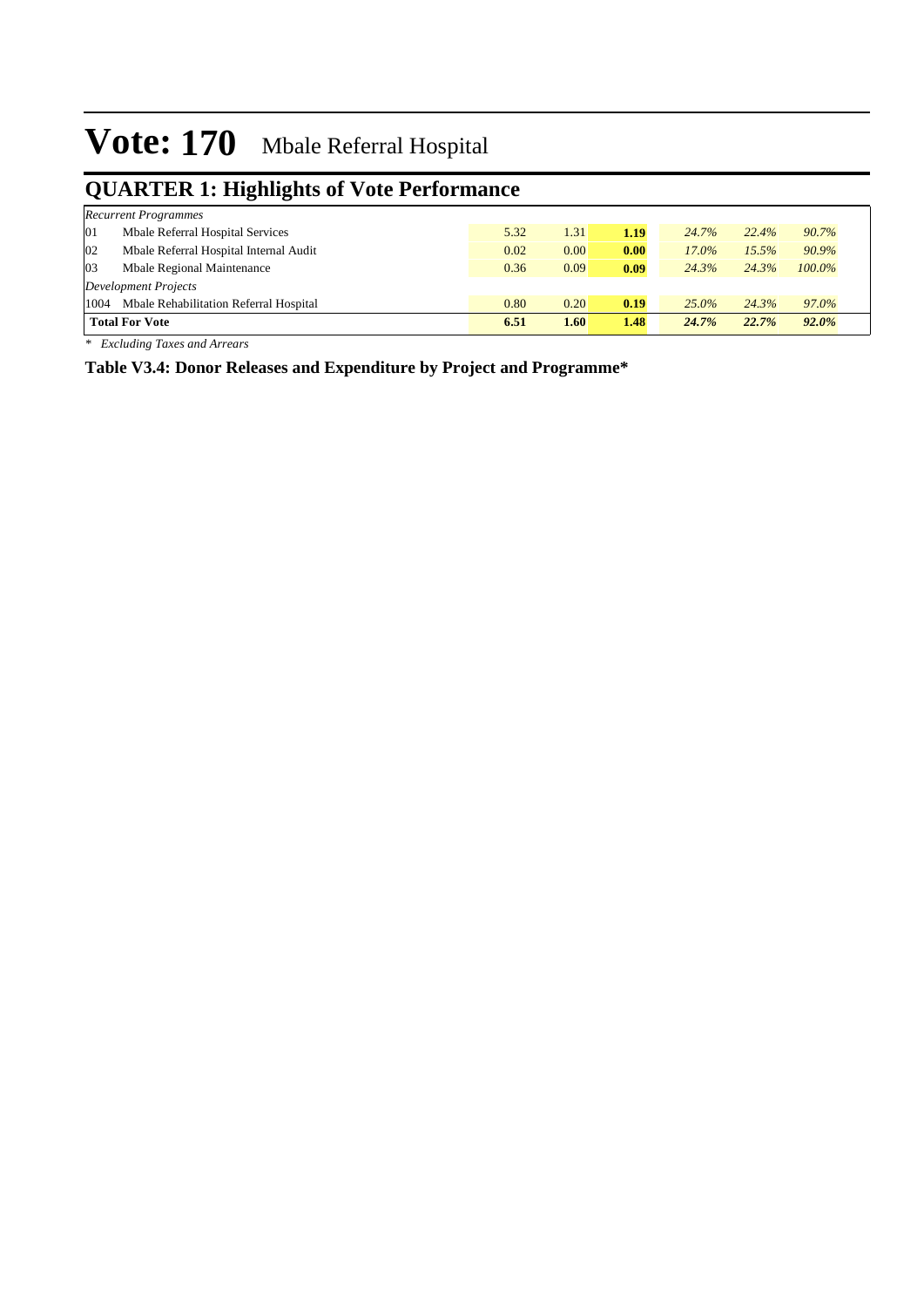# Vote: 170 Mbale Referral Hospital

## QUARTER 1: Highlights of Vote Performance

| | | | | | | | |
|---|---|---|---|---|---|---|---|
| *Recurrent Programmes* | | | | | | | |
| 01 | Mbale Referral Hospital Services | 5.32 | 1.31 | **1.19** | *24.7%* | *22.4%* | *90.7%* |
| 02 | Mbale Referral Hospital Internal Audit | 0.02 | 0.00 | **0.00** | *17.0%* | *15.5%* | *90.9%* |
| 03 | Mbale Regional Maintenance | 0.36 | 0.09 | **0.09** | *24.3%* | *24.3%* | *100.0%* |
| *Development Projects* | | | | | | | |
| 1004 | Mbale Rehabilitation Referral Hospital | 0.80 | 0.20 | **0.19** | *25.0%* | *24.3%* | *97.0%* |
| **Total For Vote** | | **6.51** | **1.60** | **1.48** | ***24.7%*** | ***22.7%*** | ***92.0%*** |

*\* Excluding Taxes and Arrears*

**Table V3.4: Donor Releases and Expenditure by Project and Programme***